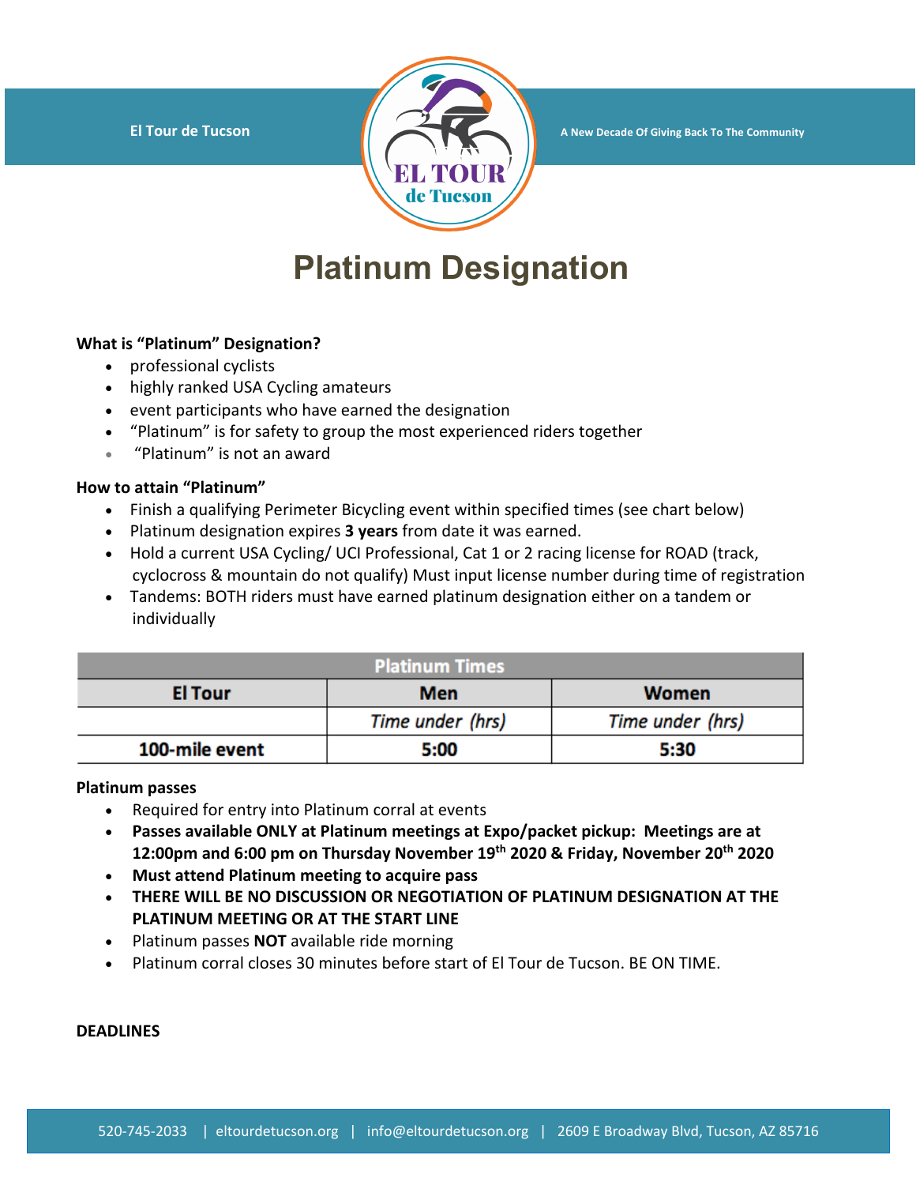El Tour de Tucson

A New Decade Of Giving Back To The Community

# Platinum Designation

**What is "Platinum" Designation?**

- professional cyclists
- highly ranked USA Cycling amateurs
- event participants who have earned the designation
- "Platinum" is for safety to group the most experienced riders together
- "Platinum" is not an award

**How to attain "Platinum"**

- Finish a qualifying Perimeter Bicycling event within specified times (see chart below)
- Platinum designation expires **3 years** from date it was earned.
- Hold a current USA Cycling/ UCI Professional, Cat 1 or 2 racing license for ROAD (track, cyclocross & mountain do not qualify) Must input license number during time of registration
- Tandems: BOTH riders must have earned platinum designation either on a tandem or individually

| Platinum Times | | |
|---|---|---|
| **El Tour** | **Men** | **Women** |
| | *Time under (hrs)* | *Time under (hrs)* |
| **100-mile event** | **5:00** | **5:30** |

**Platinum passes**

- Required for entry into Platinum corral at events
- **Passes available ONLY at Platinum meetings at Expo/packet pickup: Meetings are at 12:00pm and 6:00 pm on Thursday November 19th 2020 & Friday, November 20th 2020**
- **Must attend Platinum meeting to acquire pass**
- **THERE WILL BE NO DISCUSSION OR NEGOTIATION OF PLATINUM DESIGNATION AT THE PLATINUM MEETING OR AT THE START LINE**
- Platinum passes **NOT** available ride morning
- Platinum corral closes 30 minutes before start of El Tour de Tucson. BE ON TIME.

**DEADLINES**

520-745-2033 | eltourdetucson.org | info@eltourdetucson.org | 2609 E Broadway Blvd, Tucson, AZ 85716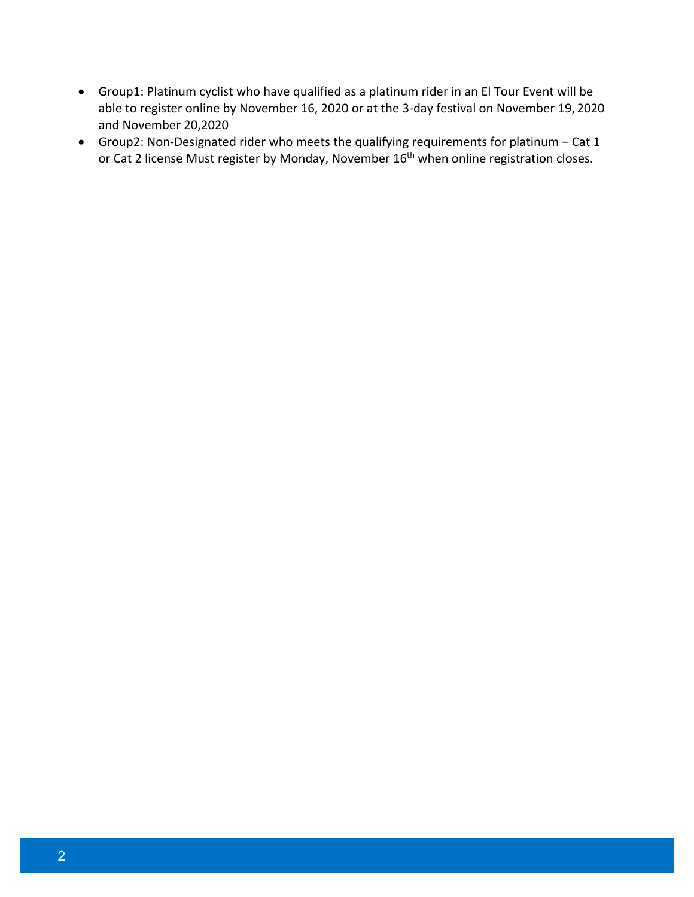- Group1: Platinum cyclist who have qualified as a platinum rider in an El Tour Event will be able to register online by November 16, 2020 or at the 3-day festival on November 19, 2020 and November 20,2020
- Group2: Non-Designated rider who meets the qualifying requirements for platinum – Cat 1 or Cat 2 license Must register by Monday, November 16th when online registration closes.